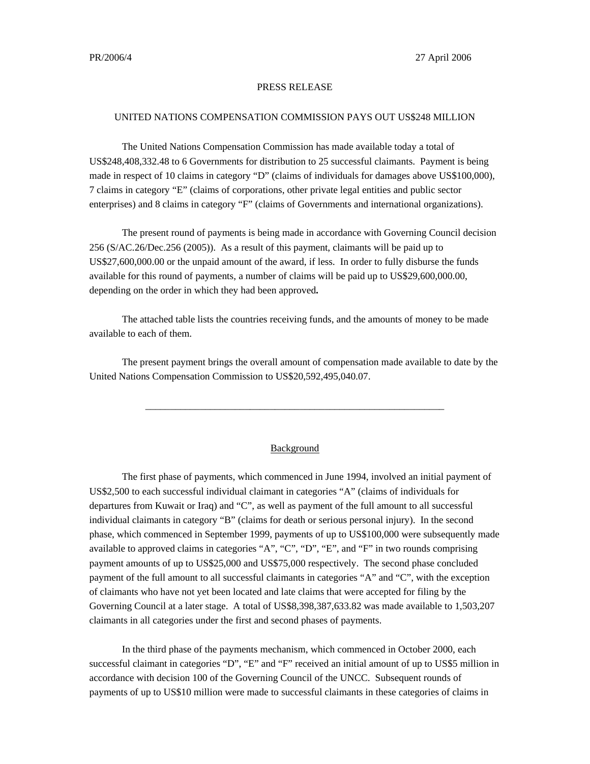PR/2006/4 27 April 2006

PRESS RELEASE

UNITED NATIONS COMPENSATION COMMISSION PAYS OUT US$248 MILLION

The United Nations Compensation Commission has made available today a total of US$248,408,332.48 to 6 Governments for distribution to 25 successful claimants. Payment is being made in respect of 10 claims in category "D" (claims of individuals for damages above US$100,000), 7 claims in category "E" (claims of corporations, other private legal entities and public sector enterprises) and 8 claims in category "F" (claims of Governments and international organizations).

The present round of payments is being made in accordance with Governing Council decision 256 (S/AC.26/Dec.256 (2005)). As a result of this payment, claimants will be paid up to US$27,600,000.00 or the unpaid amount of the award, if less. In order to fully disburse the funds available for this round of payments, a number of claims will be paid up to US$29,600,000.00, depending on the order in which they had been approved**.**

The attached table lists the countries receiving funds, and the amounts of money to be made available to each of them.

The present payment brings the overall amount of compensation made available to date by the United Nations Compensation Commission to US$20,592,495,040.07.

---

## Background

The first phase of payments, which commenced in June 1994, involved an initial payment of US$2,500 to each successful individual claimant in categories "A" (claims of individuals for departures from Kuwait or Iraq) and "C", as well as payment of the full amount to all successful individual claimants in category "B" (claims for death or serious personal injury). In the second phase, which commenced in September 1999, payments of up to US$100,000 were subsequently made available to approved claims in categories "A", "C", "D", "E", and "F" in two rounds comprising payment amounts of up to US$25,000 and US$75,000 respectively. The second phase concluded payment of the full amount to all successful claimants in categories "A" and "C", with the exception of claimants who have not yet been located and late claims that were accepted for filing by the Governing Council at a later stage. A total of US$8,398,387,633.82 was made available to 1,503,207 claimants in all categories under the first and second phases of payments.

In the third phase of the payments mechanism, which commenced in October 2000, each successful claimant in categories "D", "E" and "F" received an initial amount of up to US$5 million in accordance with decision 100 of the Governing Council of the UNCC. Subsequent rounds of payments of up to US$10 million were made to successful claimants in these categories of claims in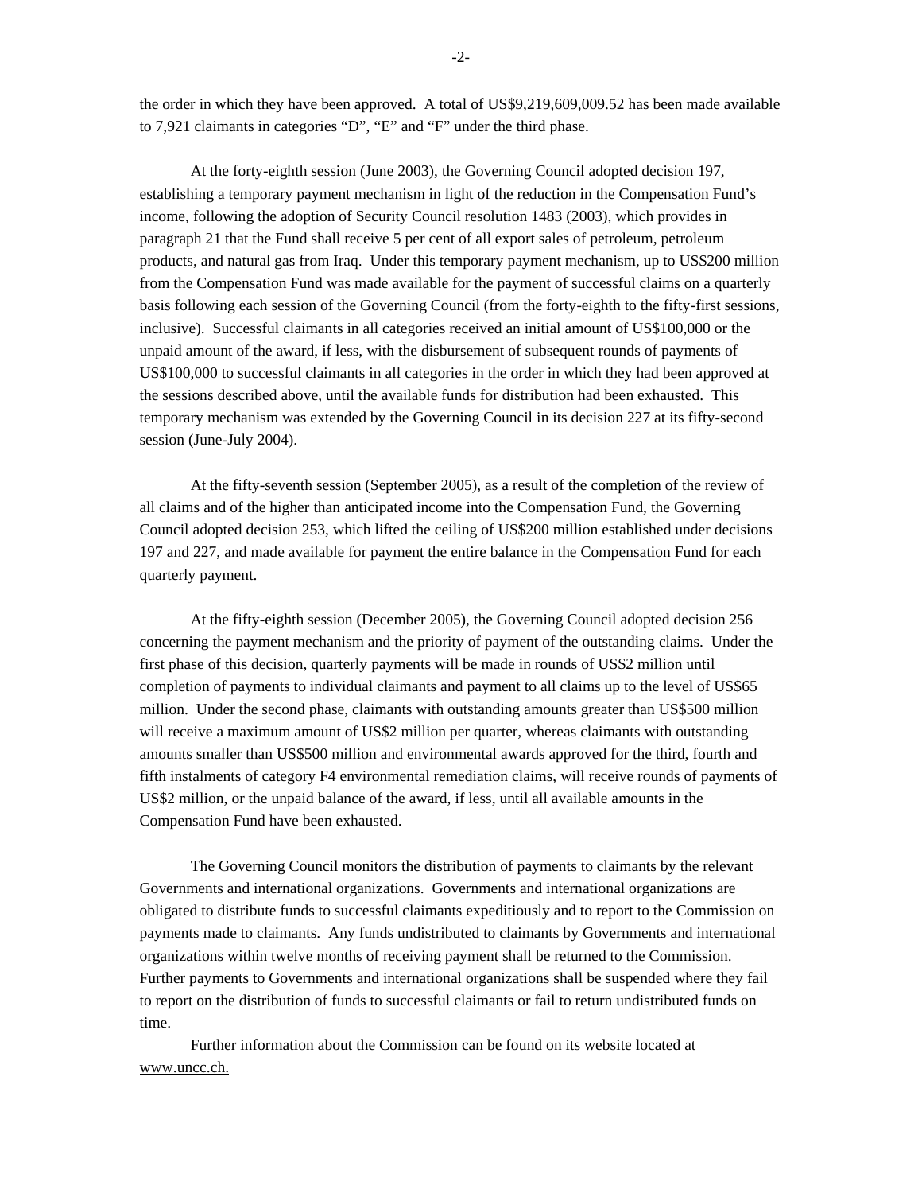the order in which they have been approved. A total of US$9,219,609,009.52 has been made available to 7,921 claimants in categories "D", "E" and "F" under the third phase.

At the forty-eighth session (June 2003), the Governing Council adopted decision 197, establishing a temporary payment mechanism in light of the reduction in the Compensation Fund's income, following the adoption of Security Council resolution 1483 (2003), which provides in paragraph 21 that the Fund shall receive 5 per cent of all export sales of petroleum, petroleum products, and natural gas from Iraq. Under this temporary payment mechanism, up to US$200 million from the Compensation Fund was made available for the payment of successful claims on a quarterly basis following each session of the Governing Council (from the forty-eighth to the fifty-first sessions, inclusive). Successful claimants in all categories received an initial amount of US$100,000 or the unpaid amount of the award, if less, with the disbursement of subsequent rounds of payments of US$100,000 to successful claimants in all categories in the order in which they had been approved at the sessions described above, until the available funds for distribution had been exhausted. This temporary mechanism was extended by the Governing Council in its decision 227 at its fifty-second session (June-July 2004).

At the fifty-seventh session (September 2005), as a result of the completion of the review of all claims and of the higher than anticipated income into the Compensation Fund, the Governing Council adopted decision 253, which lifted the ceiling of US$200 million established under decisions 197 and 227, and made available for payment the entire balance in the Compensation Fund for each quarterly payment.

At the fifty-eighth session (December 2005), the Governing Council adopted decision 256 concerning the payment mechanism and the priority of payment of the outstanding claims. Under the first phase of this decision, quarterly payments will be made in rounds of US$2 million until completion of payments to individual claimants and payment to all claims up to the level of US$65 million. Under the second phase, claimants with outstanding amounts greater than US$500 million will receive a maximum amount of US$2 million per quarter, whereas claimants with outstanding amounts smaller than US$500 million and environmental awards approved for the third, fourth and fifth instalments of category F4 environmental remediation claims, will receive rounds of payments of US$2 million, or the unpaid balance of the award, if less, until all available amounts in the Compensation Fund have been exhausted.

The Governing Council monitors the distribution of payments to claimants by the relevant Governments and international organizations. Governments and international organizations are obligated to distribute funds to successful claimants expeditiously and to report to the Commission on payments made to claimants. Any funds undistributed to claimants by Governments and international organizations within twelve months of receiving payment shall be returned to the Commission. Further payments to Governments and international organizations shall be suspended where they fail to report on the distribution of funds to successful claimants or fail to return undistributed funds on time.

Further information about the Commission can be found on its website located at www.uncc.ch.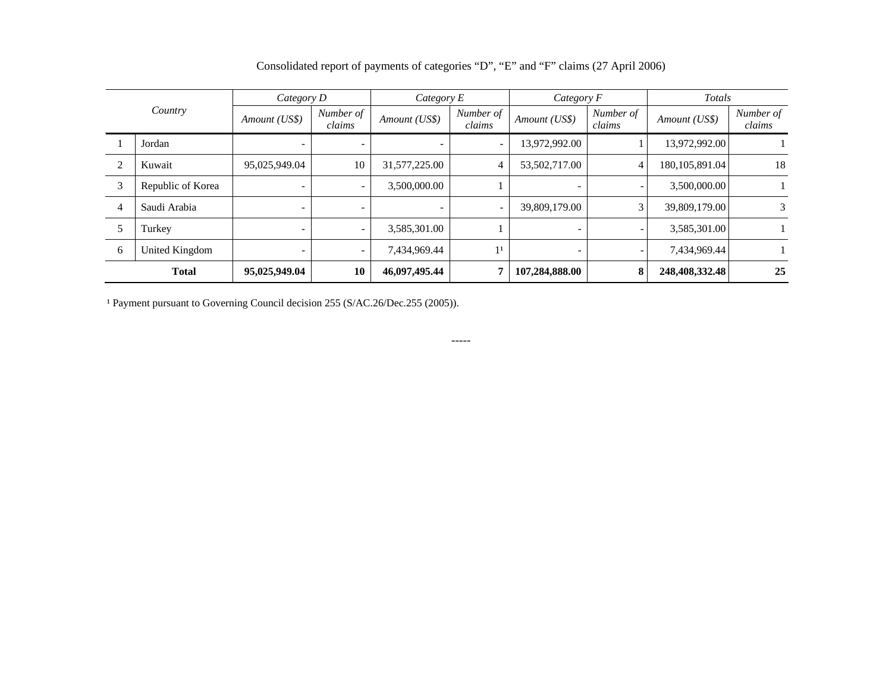Consolidated report of payments of categories "D", "E" and "F" claims (27 April 2006)

| Country | | *Category D* | | *Category E* | | *Category F* | | *Totals* | |
|---|---|---|---|---|---|---|---|---|---|
| | | *Amount (US$)* | *Number of claims* | *Amount (US$)* | *Number of claims* | *Amount (US$)* | *Number of claims* | *Amount (US$)* | *Number of claims* |
| 1 | Jordan | - | - | - | - | 13,972,992.00 | 1 | 13,972,992.00 | 1 |
| 2 | Kuwait | 95,025,949.04 | 10 | 31,577,225.00 | 4 | 53,502,717.00 | 4 | 180,105,891.04 | 18 |
| 3 | Republic of Korea | - | - | 3,500,000.00 | 1 | - | - | 3,500,000.00 | 1 |
| 4 | Saudi Arabia | - | - | - | - | 39,809,179.00 | 3 | 39,809,179.00 | 3 |
| 5 | Turkey | - | - | 3,585,301.00 | 1 | - | - | 3,585,301.00 | 1 |
| 6 | United Kingdom | - | - | 7,434,969.44 | 1[1] | - | - | 7,434,969.44 | 1 |
| **Total** | | **95,025,949.04** | **10** | **46,097,495.44** | **7** | **107,284,888.00** | **8** | **248,408,332.48** | **25** |

[1] Payment pursuant to Governing Council decision 255 (S/AC.26/Dec.255 (2005)).

-----